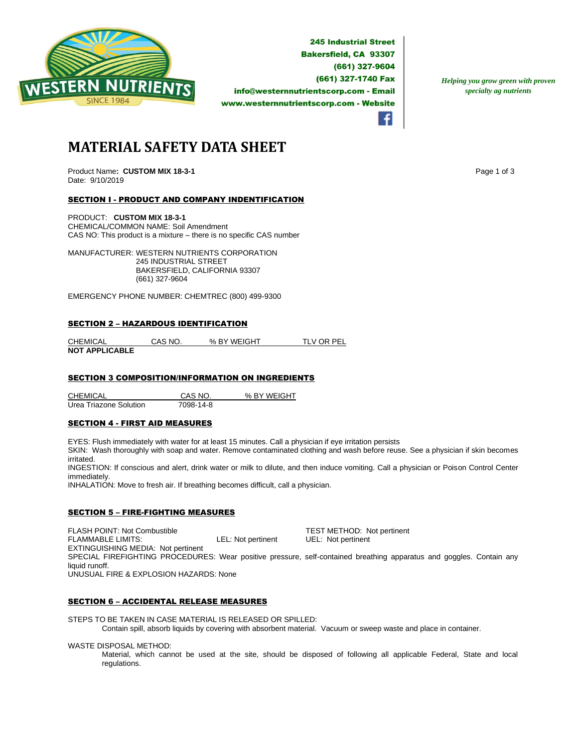**WESTERN NUTRIENTS**
SINCE 1984

245 Industrial Street
Bakersfield, CA 93307
(661) 327-9604
(661) 327-1740 Fax
info@westernnutrientscorp.com - Email
www.westernnutrientscorp.com - Website

*Helping you grow green with proven specialty ag nutrients*

# MATERIAL SAFETY DATA SHEET

Product Name**: CUSTOM MIX 18-3-1**
Date: 9/10/2019

## SECTION I - PRODUCT AND COMPANY INDENTIFICATION

PRODUCT: **CUSTOM MIX 18-3-1**
CHEMICAL/COMMON NAME: Soil Amendment
CAS NO: This product is a mixture – there is no specific CAS number

MANUFACTURER: WESTERN NUTRIENTS CORPORATION
245 INDUSTRIAL STREET
BAKERSFIELD, CALIFORNIA 93307
(661) 327-9604

EMERGENCY PHONE NUMBER: CHEMTREC (800) 499-9300

## SECTION 2 – HAZARDOUS IDENTIFICATION

| CHEMICAL | CAS NO. | % BY WEIGHT | TLV OR PEL |
|---|---|---|---|
| **NOT APPLICABLE** | | | |

## SECTION 3 COMPOSITION/INFORMATION ON INGREDIENTS

| CHEMICAL | CAS NO. | % BY WEIGHT |
|---|---|---|
| Urea Triazone Solution | 7098-14-8 | |

## SECTION 4 - FIRST AID MEASURES

EYES: Flush immediately with water for at least 15 minutes. Call a physician if eye irritation persists
SKIN: Wash thoroughly with soap and water. Remove contaminated clothing and wash before reuse. See a physician if skin becomes irritated.
INGESTION: If conscious and alert, drink water or milk to dilute, and then induce vomiting. Call a physician or Poison Control Center immediately.
INHALATION: Move to fresh air. If breathing becomes difficult, call a physician.

## SECTION 5 – FIRE-FIGHTING MEASURES

FLASH POINT: Not Combustible — TEST METHOD: Not pertinent
FLAMMABLE LIMITS: LEL: Not pertinent — UEL: Not pertinent
EXTINGUISHING MEDIA: Not pertinent
SPECIAL FIREFIGHTING PROCEDURES: Wear positive pressure, self-contained breathing apparatus and goggles. Contain any liquid runoff.
UNUSUAL FIRE & EXPLOSION HAZARDS: None

## SECTION 6 – ACCIDENTAL RELEASE MEASURES

STEPS TO BE TAKEN IN CASE MATERIAL IS RELEASED OR SPILLED:

Contain spill, absorb liquids by covering with absorbent material. Vacuum or sweep waste and place in container.

WASTE DISPOSAL METHOD:

Material, which cannot be used at the site, should be disposed of following all applicable Federal, State and local regulations.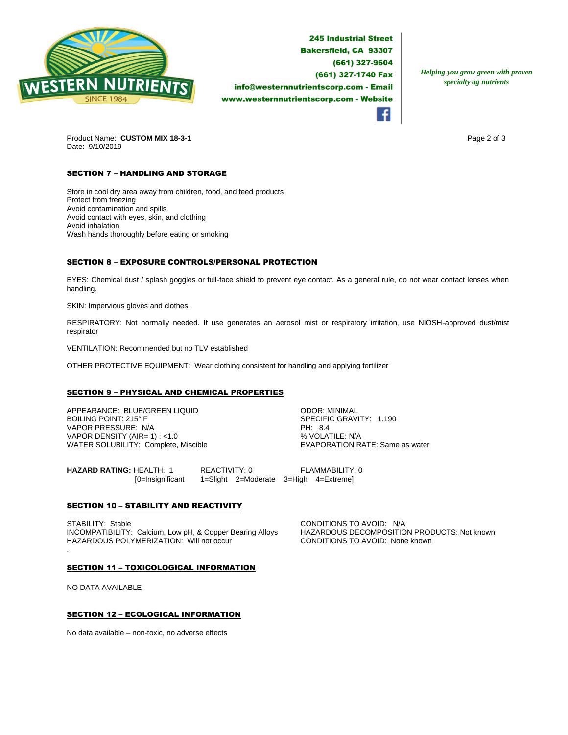Product Name: **CUSTOM MIX 18-3-1**
Date: 9/10/2019

## SECTION 7 – HANDLING AND STORAGE

Store in cool dry area away from children, food, and feed products
Protect from freezing
Avoid contamination and spills
Avoid contact with eyes, skin, and clothing
Avoid inhalation
Wash hands thoroughly before eating or smoking

## SECTION 8 – EXPOSURE CONTROLS/PERSONAL PROTECTION

EYES: Chemical dust / splash goggles or full-face shield to prevent eye contact. As a general rule, do not wear contact lenses when handling.

SKIN: Impervious gloves and clothes.

RESPIRATORY: Not normally needed. If use generates an aerosol mist or respiratory irritation, use NIOSH-approved dust/mist respirator

VENTILATION: Recommended but no TLV established

OTHER PROTECTIVE EQUIPMENT: Wear clothing consistent for handling and applying fertilizer

## SECTION 9 – PHYSICAL AND CHEMICAL PROPERTIES

APPEARANCE: BLUE/GREEN LIQUID
BOILING POINT: 215° F
VAPOR PRESSURE: N/A
VAPOR DENSITY (AIR= 1) : <1.0
WATER SOLUBILITY: Complete, Miscible

ODOR: MINIMAL
SPECIFIC GRAVITY: 1.190
PH: 8.4
% VOLATILE: N/A
EVAPORATION RATE: Same as water

**HAZARD RATING:** HEALTH: 1 REACTIVITY: 0 FLAMMABILITY: 0
[0=Insignificant 1=Slight 2=Moderate 3=High 4=Extreme]

## SECTION 10 – STABILITY AND REACTIVITY

STABILITY: Stable
INCOMPATIBILITY: Calcium, Low pH, & Copper Bearing Alloys
HAZARDOUS POLYMERIZATION: Will not occur

CONDITIONS TO AVOID: N/A
HAZARDOUS DECOMPOSITION PRODUCTS: Not known
CONDITIONS TO AVOID: None known

## SECTION 11 – TOXICOLOGICAL INFORMATION

NO DATA AVAILABLE

## SECTION 12 – ECOLOGICAL INFORMATION

No data available – non-toxic, no adverse effects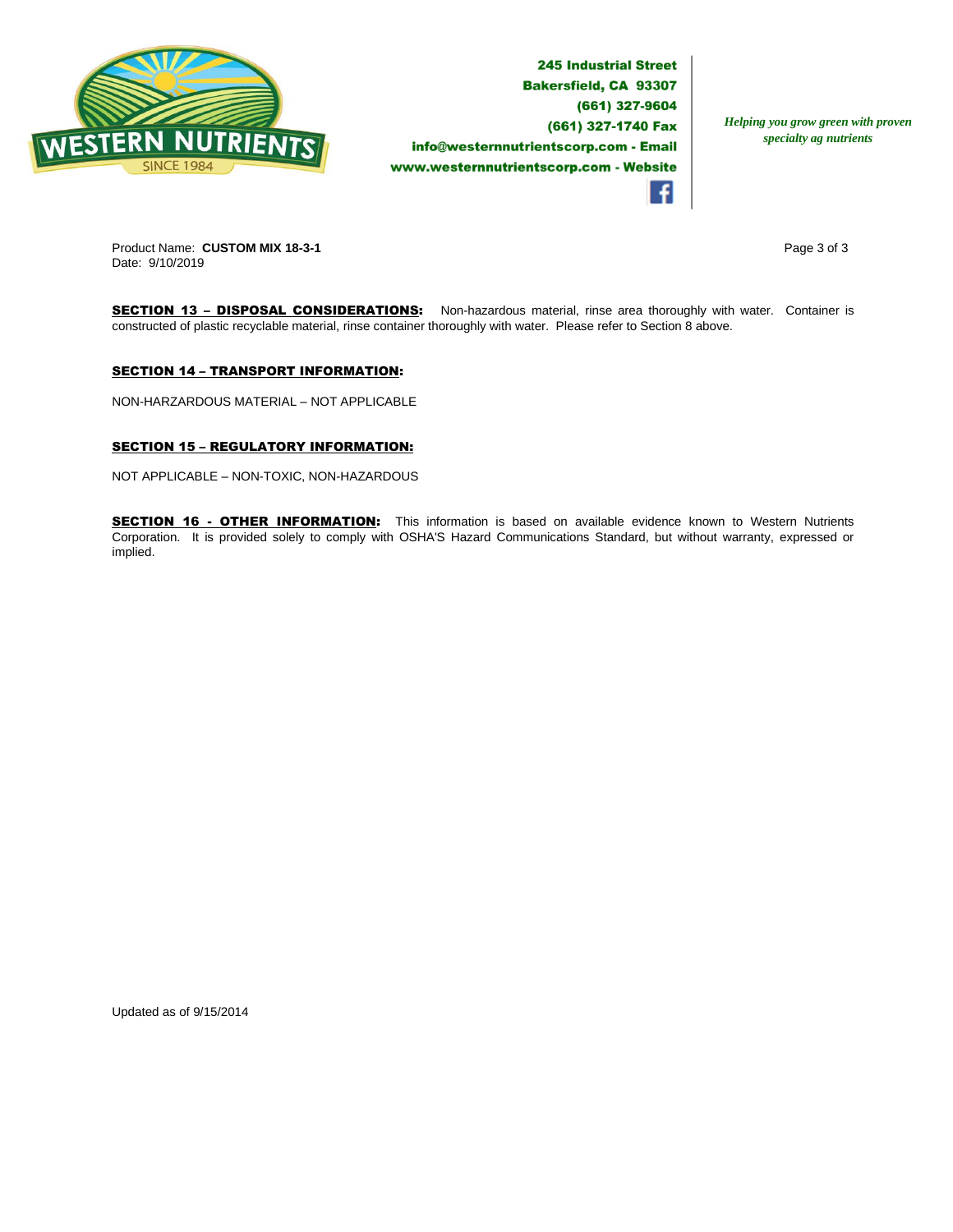**245 Industrial Street**
**Bakersfield, CA 93307**
**(661) 327-9604**
**(661) 327-1740 Fax**
**info@westernnutrientscorp.com - Email**
**www.westernnutrientscorp.com - Website**

*Helping you grow green with proven specialty ag nutrients*

Product Name: **CUSTOM MIX 18-3-1**
Date: 9/10/2019

**SECTION 13 – DISPOSAL CONSIDERATIONS:** Non-hazardous material, rinse area thoroughly with water. Container is constructed of plastic recyclable material, rinse container thoroughly with water. Please refer to Section 8 above.

## SECTION 14 – TRANSPORT INFORMATION:

NON-HARZARDOUS MATERIAL – NOT APPLICABLE

## SECTION 15 – REGULATORY INFORMATION:

NOT APPLICABLE – NON-TOXIC, NON-HAZARDOUS

**SECTION 16 - OTHER INFORMATION:** This information is based on available evidence known to Western Nutrients Corporation. It is provided solely to comply with OSHA'S Hazard Communications Standard, but without warranty, expressed or implied.

Updated as of 9/15/2014